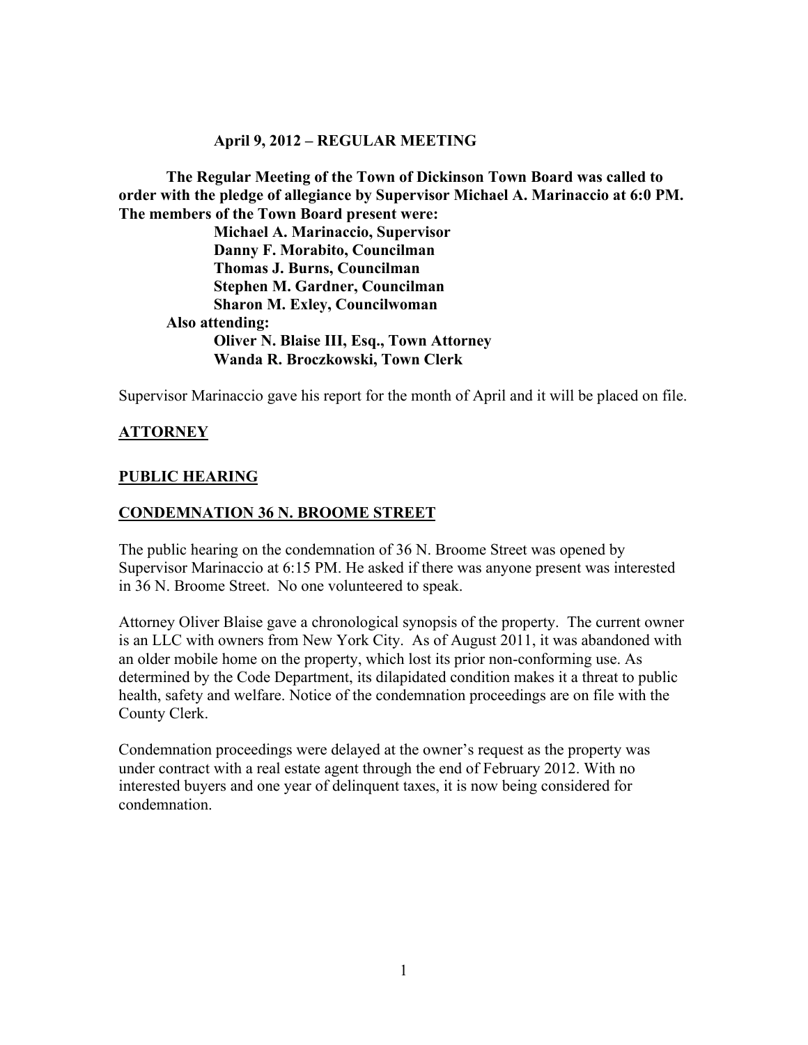**April 9, 2012 – REGULAR MEETING**

**The Regular Meeting of the Town of Dickinson Town Board was called to order with the pledge of allegiance by Supervisor Michael A. Marinaccio at 6:0 PM. The members of the Town Board present were:**

**Michael A. Marinaccio, Supervisor**
**Danny F. Morabito, Councilman**
**Thomas J. Burns, Councilman**
**Stephen M. Gardner, Councilman**
**Sharon M. Exley, Councilwoman**

**Also attending:**

**Oliver N. Blaise III, Esq., Town Attorney**
**Wanda R. Broczkowski, Town Clerk**

Supervisor Marinaccio gave his report for the month of April and it will be placed on file.

**ATTORNEY**

**PUBLIC HEARING**

**CONDEMNATION 36 N. BROOME STREET**

The public hearing on the condemnation of 36 N. Broome Street was opened by Supervisor Marinaccio at 6:15 PM. He asked if there was anyone present was interested in 36 N. Broome Street. No one volunteered to speak.

Attorney Oliver Blaise gave a chronological synopsis of the property. The current owner is an LLC with owners from New York City. As of August 2011, it was abandoned with an older mobile home on the property, which lost its prior non-conforming use. As determined by the Code Department, its dilapidated condition makes it a threat to public health, safety and welfare. Notice of the condemnation proceedings are on file with the County Clerk.

Condemnation proceedings were delayed at the owner's request as the property was under contract with a real estate agent through the end of February 2012. With no interested buyers and one year of delinquent taxes, it is now being considered for condemnation.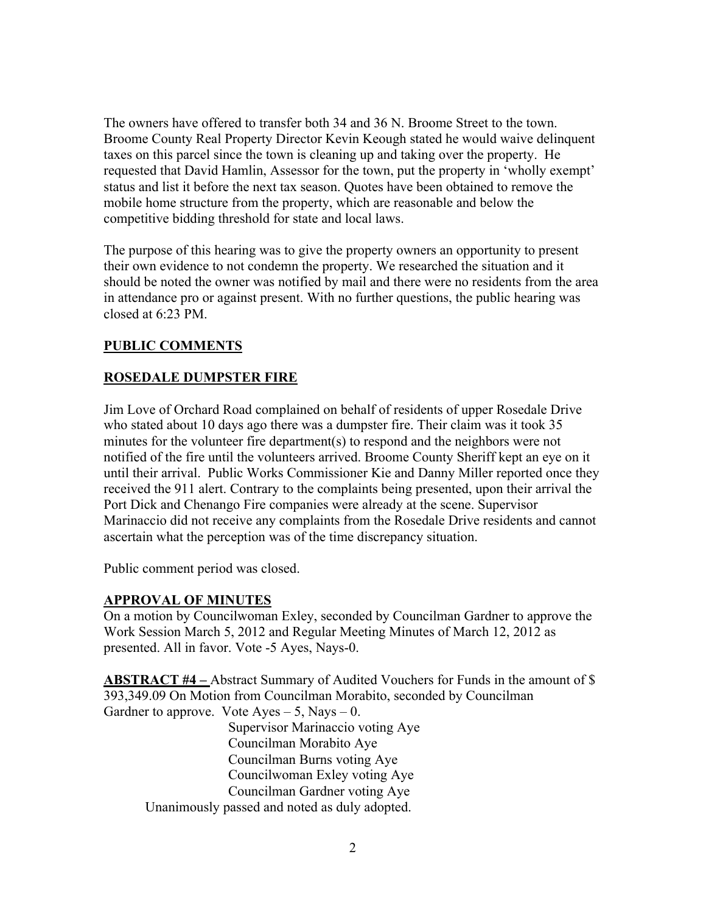The owners have offered to transfer both 34 and 36 N. Broome Street to the town. Broome County Real Property Director Kevin Keough stated he would waive delinquent taxes on this parcel since the town is cleaning up and taking over the property. He requested that David Hamlin, Assessor for the town, put the property in 'wholly exempt' status and list it before the next tax season. Quotes have been obtained to remove the mobile home structure from the property, which are reasonable and below the competitive bidding threshold for state and local laws.

The purpose of this hearing was to give the property owners an opportunity to present their own evidence to not condemn the property. We researched the situation and it should be noted the owner was notified by mail and there were no residents from the area in attendance pro or against present. With no further questions, the public hearing was closed at 6:23 PM.

## PUBLIC COMMENTS

## ROSEDALE DUMPSTER FIRE

Jim Love of Orchard Road complained on behalf of residents of upper Rosedale Drive who stated about 10 days ago there was a dumpster fire. Their claim was it took 35 minutes for the volunteer fire department(s) to respond and the neighbors were not notified of the fire until the volunteers arrived. Broome County Sheriff kept an eye on it until their arrival. Public Works Commissioner Kie and Danny Miller reported once they received the 911 alert. Contrary to the complaints being presented, upon their arrival the Port Dick and Chenango Fire companies were already at the scene. Supervisor Marinaccio did not receive any complaints from the Rosedale Drive residents and cannot ascertain what the perception was of the time discrepancy situation.

Public comment period was closed.

## APPROVAL OF MINUTES

On a motion by Councilwoman Exley, seconded by Councilman Gardner to approve the Work Session March 5, 2012 and Regular Meeting Minutes of March 12, 2012 as presented. All in favor. Vote -5 Ayes, Nays-0.

**ABSTRACT #4 –** Abstract Summary of Audited Vouchers for Funds in the amount of $ 393,349.09 On Motion from Councilman Morabito, seconded by Councilman Gardner to approve. Vote Ayes – 5, Nays – 0.

Supervisor Marinaccio voting Aye
Councilman Morabito Aye
Councilman Burns voting Aye
Councilwoman Exley voting Aye
Councilman Gardner voting Aye

Unanimously passed and noted as duly adopted.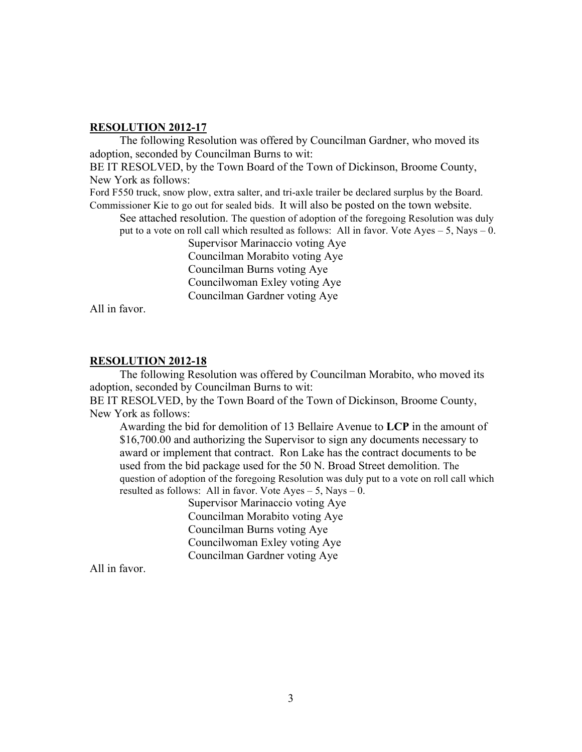**RESOLUTION 2012-17**

The following Resolution was offered by Councilman Gardner, who moved its adoption, seconded by Councilman Burns to wit:

BE IT RESOLVED, by the Town Board of the Town of Dickinson, Broome County, New York as follows:

Ford F550 truck, snow plow, extra salter, and tri-axle trailer be declared surplus by the Board. Commissioner Kie to go out for sealed bids. It will also be posted on the town website.

See attached resolution. The question of adoption of the foregoing Resolution was duly put to a vote on roll call which resulted as follows: All in favor. Vote Ayes – 5, Nays – 0.

Supervisor Marinaccio voting Aye
Councilman Morabito voting Aye
Councilman Burns voting Aye
Councilwoman Exley voting Aye
Councilman Gardner voting Aye

All in favor.

**RESOLUTION 2012-18**

The following Resolution was offered by Councilman Morabito, who moved its adoption, seconded by Councilman Burns to wit:

BE IT RESOLVED, by the Town Board of the Town of Dickinson, Broome County, New York as follows:

Awarding the bid for demolition of 13 Bellaire Avenue to **LCP** in the amount of $16,700.00 and authorizing the Supervisor to sign any documents necessary to award or implement that contract. Ron Lake has the contract documents to be used from the bid package used for the 50 N. Broad Street demolition. The question of adoption of the foregoing Resolution was duly put to a vote on roll call which resulted as follows: All in favor. Vote Ayes – 5, Nays – 0.

Supervisor Marinaccio voting Aye
Councilman Morabito voting Aye
Councilman Burns voting Aye
Councilwoman Exley voting Aye
Councilman Gardner voting Aye

All in favor.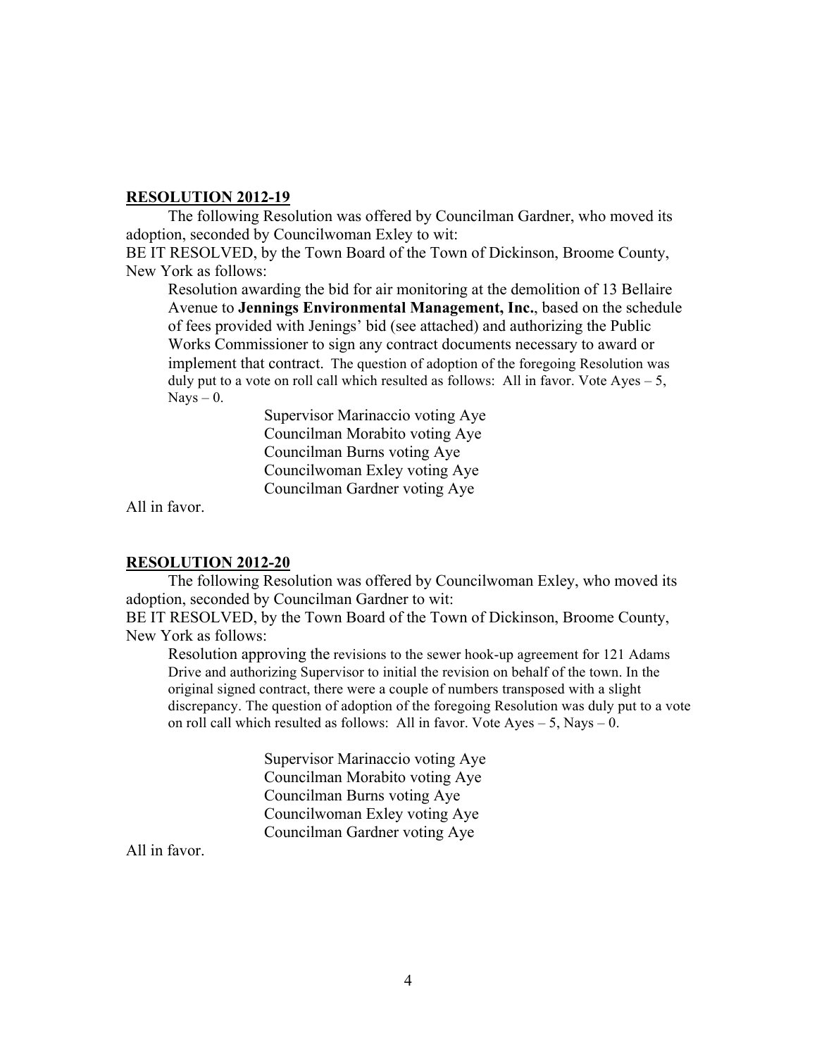**RESOLUTION 2012-19**

The following Resolution was offered by Councilman Gardner, who moved its adoption, seconded by Councilwoman Exley to wit:

BE IT RESOLVED, by the Town Board of the Town of Dickinson, Broome County, New York as follows:

> Resolution awarding the bid for air monitoring at the demolition of 13 Bellaire Avenue to **Jennings Environmental Management, Inc.**, based on the schedule of fees provided with Jenings' bid (see attached) and authorizing the Public Works Commissioner to sign any contract documents necessary to award or implement that contract. The question of adoption of the foregoing Resolution was duly put to a vote on roll call which resulted as follows: All in favor. Vote Ayes – 5, Nays – 0.
>
> Supervisor Marinaccio voting Aye
> Councilman Morabito voting Aye
> Councilman Burns voting Aye
> Councilwoman Exley voting Aye
> Councilman Gardner voting Aye

All in favor.

**RESOLUTION 2012-20**

The following Resolution was offered by Councilwoman Exley, who moved its adoption, seconded by Councilman Gardner to wit:

BE IT RESOLVED, by the Town Board of the Town of Dickinson, Broome County, New York as follows:

> Resolution approving the revisions to the sewer hook-up agreement for 121 Adams Drive and authorizing Supervisor to initial the revision on behalf of the town. In the original signed contract, there were a couple of numbers transposed with a slight discrepancy. The question of adoption of the foregoing Resolution was duly put to a vote on roll call which resulted as follows: All in favor. Vote Ayes – 5, Nays – 0.
>
> Supervisor Marinaccio voting Aye
> Councilman Morabito voting Aye
> Councilman Burns voting Aye
> Councilwoman Exley voting Aye
> Councilman Gardner voting Aye

All in favor.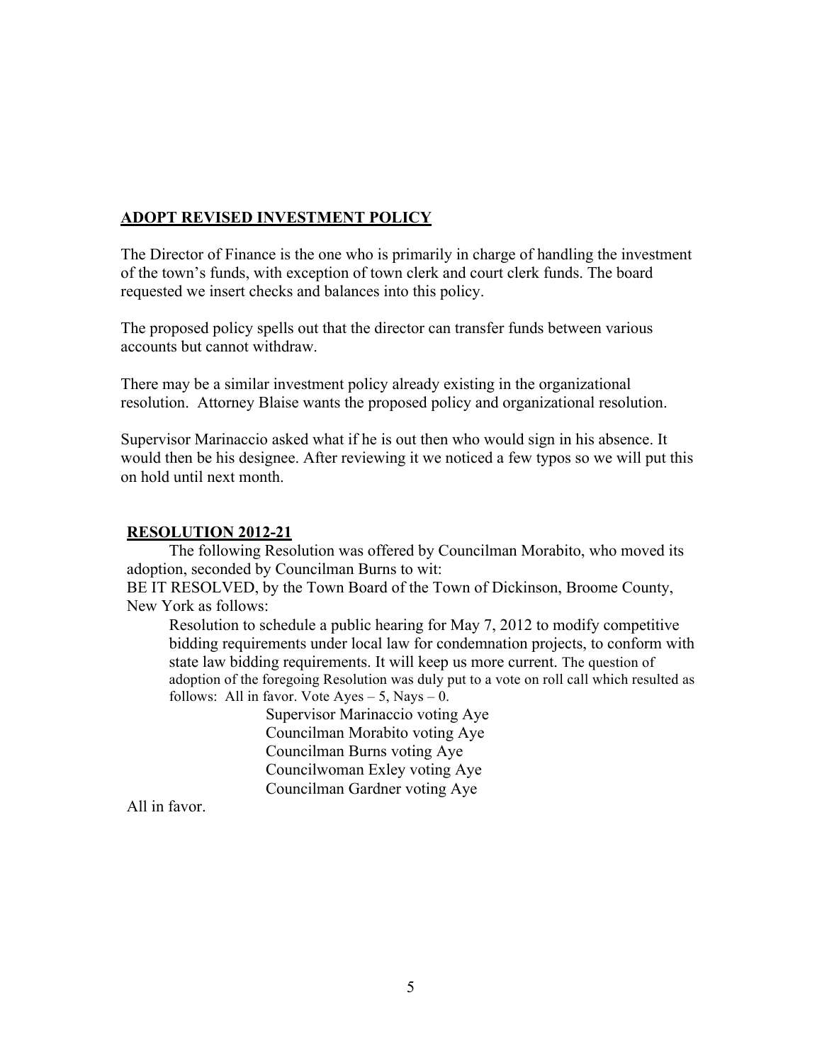**ADOPT REVISED INVESTMENT POLICY**

The Director of Finance is the one who is primarily in charge of handling the investment of the town's funds, with exception of town clerk and court clerk funds. The board requested we insert checks and balances into this policy.

The proposed policy spells out that the director can transfer funds between various accounts but cannot withdraw.

There may be a similar investment policy already existing in the organizational resolution. Attorney Blaise wants the proposed policy and organizational resolution.

Supervisor Marinaccio asked what if he is out then who would sign in his absence. It would then be his designee. After reviewing it we noticed a few typos so we will put this on hold until next month.

**RESOLUTION 2012-21**

The following Resolution was offered by Councilman Morabito, who moved its adoption, seconded by Councilman Burns to wit:

BE IT RESOLVED, by the Town Board of the Town of Dickinson, Broome County, New York as follows:

Resolution to schedule a public hearing for May 7, 2012 to modify competitive bidding requirements under local law for condemnation projects, to conform with state law bidding requirements. It will keep us more current. The question of adoption of the foregoing Resolution was duly put to a vote on roll call which resulted as follows: All in favor. Vote Ayes – 5, Nays – 0.

Supervisor Marinaccio voting Aye
Councilman Morabito voting Aye
Councilman Burns voting Aye
Councilwoman Exley voting Aye
Councilman Gardner voting Aye

All in favor.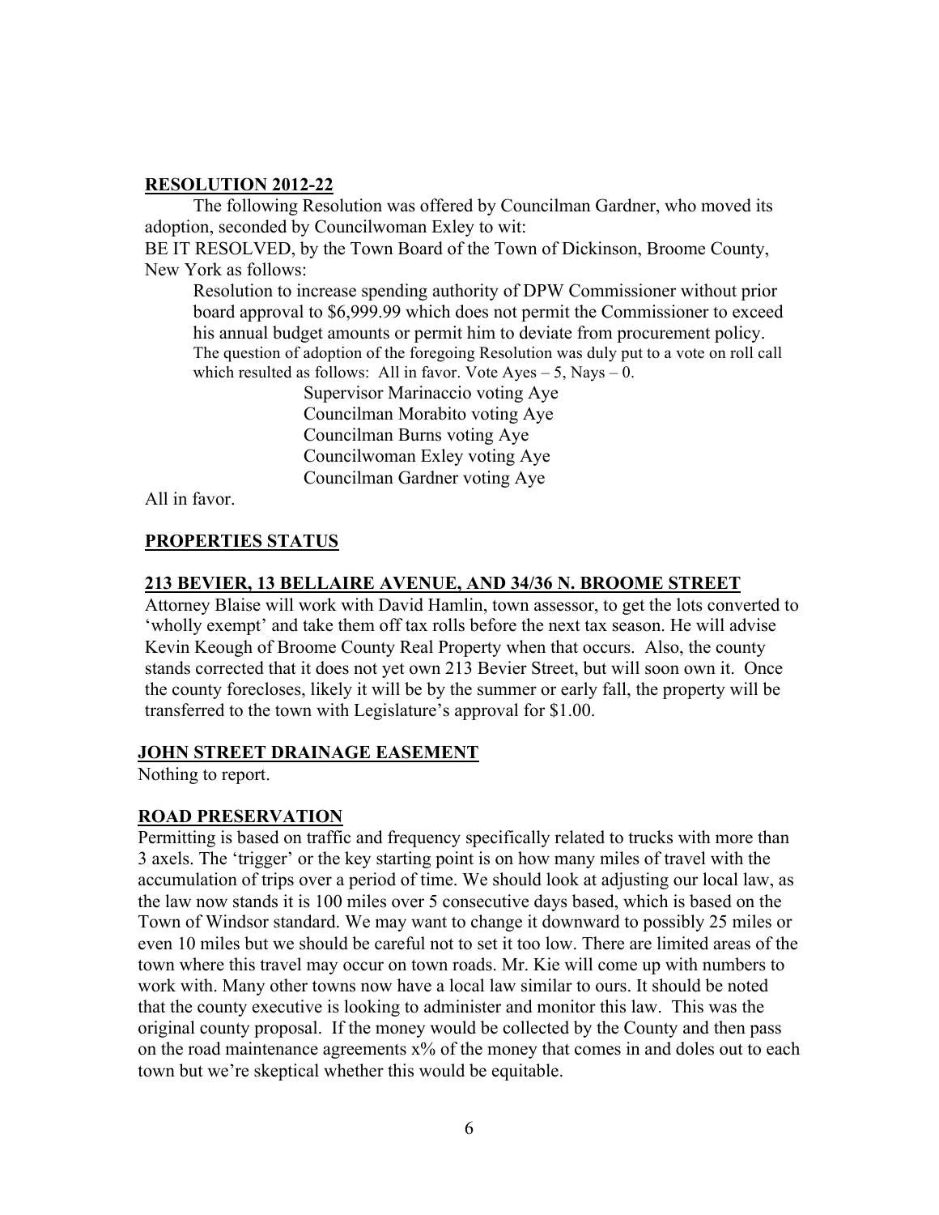**RESOLUTION 2012-22**

The following Resolution was offered by Councilman Gardner, who moved its adoption, seconded by Councilwoman Exley to wit:

BE IT RESOLVED, by the Town Board of the Town of Dickinson, Broome County, New York as follows:

> Resolution to increase spending authority of DPW Commissioner without prior board approval to $6,999.99 which does not permit the Commissioner to exceed his annual budget amounts or permit him to deviate from procurement policy.
>
> The question of adoption of the foregoing Resolution was duly put to a vote on roll call which resulted as follows: All in favor. Vote Ayes – 5, Nays – 0.
>
> Supervisor Marinaccio voting Aye
> Councilman Morabito voting Aye
> Councilman Burns voting Aye
> Councilwoman Exley voting Aye
> Councilman Gardner voting Aye

All in favor.

**PROPERTIES STATUS**

**213 BEVIER, 13 BELLAIRE AVENUE, AND 34/36 N. BROOME STREET**

Attorney Blaise will work with David Hamlin, town assessor, to get the lots converted to 'wholly exempt' and take them off tax rolls before the next tax season. He will advise Kevin Keough of Broome County Real Property when that occurs. Also, the county stands corrected that it does not yet own 213 Bevier Street, but will soon own it. Once the county forecloses, likely it will be by the summer or early fall, the property will be transferred to the town with Legislature's approval for $1.00.

**JOHN STREET DRAINAGE EASEMENT**

Nothing to report.

**ROAD PRESERVATION**

Permitting is based on traffic and frequency specifically related to trucks with more than 3 axels. The 'trigger' or the key starting point is on how many miles of travel with the accumulation of trips over a period of time. We should look at adjusting our local law, as the law now stands it is 100 miles over 5 consecutive days based, which is based on the Town of Windsor standard. We may want to change it downward to possibly 25 miles or even 10 miles but we should be careful not to set it too low. There are limited areas of the town where this travel may occur on town roads. Mr. Kie will come up with numbers to work with. Many other towns now have a local law similar to ours. It should be noted that the county executive is looking to administer and monitor this law. This was the original county proposal. If the money would be collected by the County and then pass on the road maintenance agreements x% of the money that comes in and doles out to each town but we're skeptical whether this would be equitable.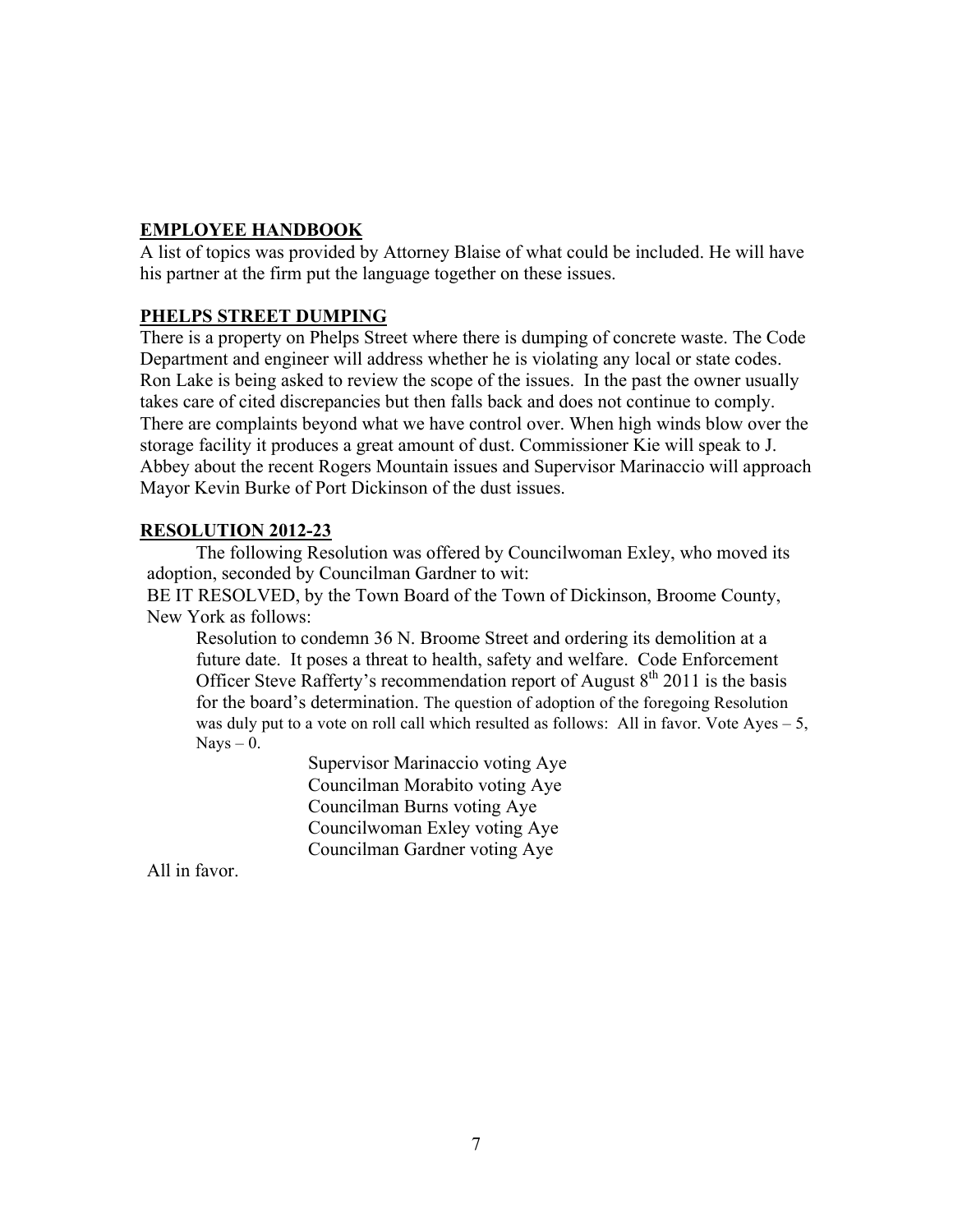**EMPLOYEE HANDBOOK**

A list of topics was provided by Attorney Blaise of what could be included. He will have his partner at the firm put the language together on these issues.

**PHELPS STREET DUMPING**

There is a property on Phelps Street where there is dumping of concrete waste. The Code Department and engineer will address whether he is violating any local or state codes. Ron Lake is being asked to review the scope of the issues. In the past the owner usually takes care of cited discrepancies but then falls back and does not continue to comply. There are complaints beyond what we have control over. When high winds blow over the storage facility it produces a great amount of dust. Commissioner Kie will speak to J. Abbey about the recent Rogers Mountain issues and Supervisor Marinaccio will approach Mayor Kevin Burke of Port Dickinson of the dust issues.

**RESOLUTION 2012-23**

The following Resolution was offered by Councilwoman Exley, who moved its adoption, seconded by Councilman Gardner to wit:

BE IT RESOLVED, by the Town Board of the Town of Dickinson, Broome County, New York as follows:

Resolution to condemn 36 N. Broome Street and ordering its demolition at a future date. It poses a threat to health, safety and welfare. Code Enforcement Officer Steve Rafferty's recommendation report of August 8th 2011 is the basis for the board's determination. The question of adoption of the foregoing Resolution was duly put to a vote on roll call which resulted as follows: All in favor. Vote Ayes – 5, Nays – 0.

Supervisor Marinaccio voting Aye  
Councilman Morabito voting Aye  
Councilman Burns voting Aye  
Councilwoman Exley voting Aye  
Councilman Gardner voting Aye

All in favor.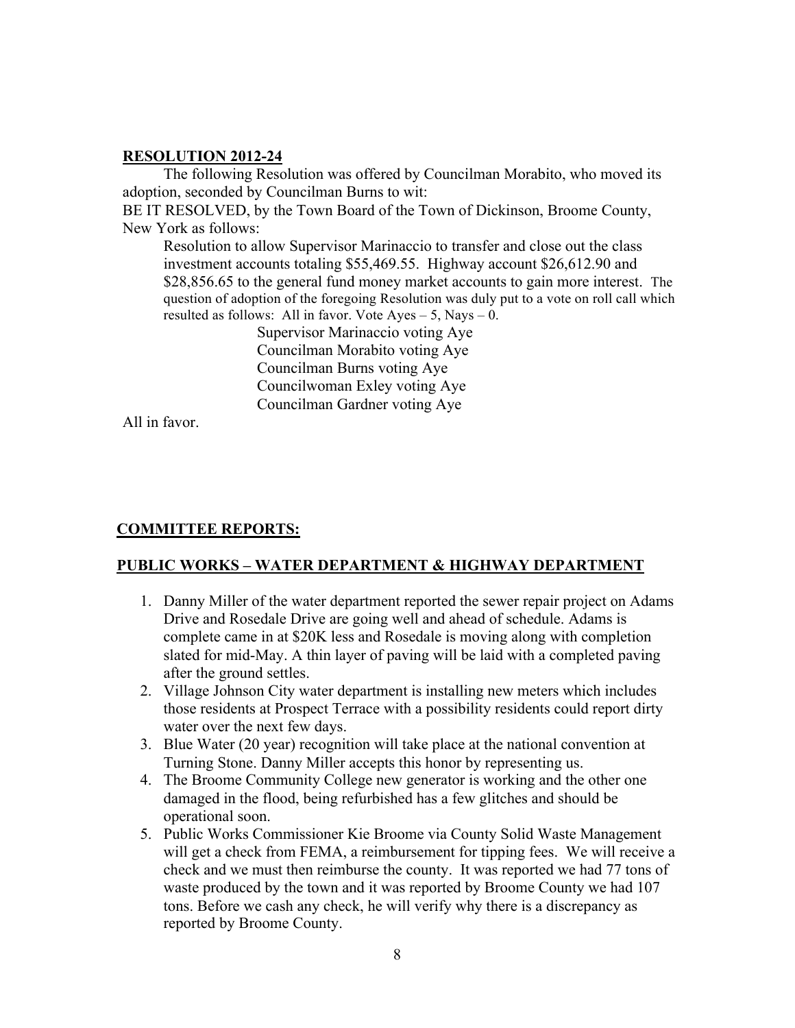**RESOLUTION 2012-24**

The following Resolution was offered by Councilman Morabito, who moved its adoption, seconded by Councilman Burns to wit:

BE IT RESOLVED, by the Town Board of the Town of Dickinson, Broome County, New York as follows:

Resolution to allow Supervisor Marinaccio to transfer and close out the class investment accounts totaling $55,469.55. Highway account $26,612.90 and $28,856.65 to the general fund money market accounts to gain more interest. The question of adoption of the foregoing Resolution was duly put to a vote on roll call which resulted as follows: All in favor. Vote Ayes – 5, Nays – 0.

Supervisor Marinaccio voting Aye
Councilman Morabito voting Aye
Councilman Burns voting Aye
Councilwoman Exley voting Aye
Councilman Gardner voting Aye

All in favor.

**COMMITTEE REPORTS:**

**PUBLIC WORKS – WATER DEPARTMENT & HIGHWAY DEPARTMENT**

1. Danny Miller of the water department reported the sewer repair project on Adams Drive and Rosedale Drive are going well and ahead of schedule. Adams is complete came in at $20K less and Rosedale is moving along with completion slated for mid-May. A thin layer of paving will be laid with a completed paving after the ground settles.
2. Village Johnson City water department is installing new meters which includes those residents at Prospect Terrace with a possibility residents could report dirty water over the next few days.
3. Blue Water (20 year) recognition will take place at the national convention at Turning Stone. Danny Miller accepts this honor by representing us.
4. The Broome Community College new generator is working and the other one damaged in the flood, being refurbished has a few glitches and should be operational soon.
5. Public Works Commissioner Kie Broome via County Solid Waste Management will get a check from FEMA, a reimbursement for tipping fees. We will receive a check and we must then reimburse the county. It was reported we had 77 tons of waste produced by the town and it was reported by Broome County we had 107 tons. Before we cash any check, he will verify why there is a discrepancy as reported by Broome County.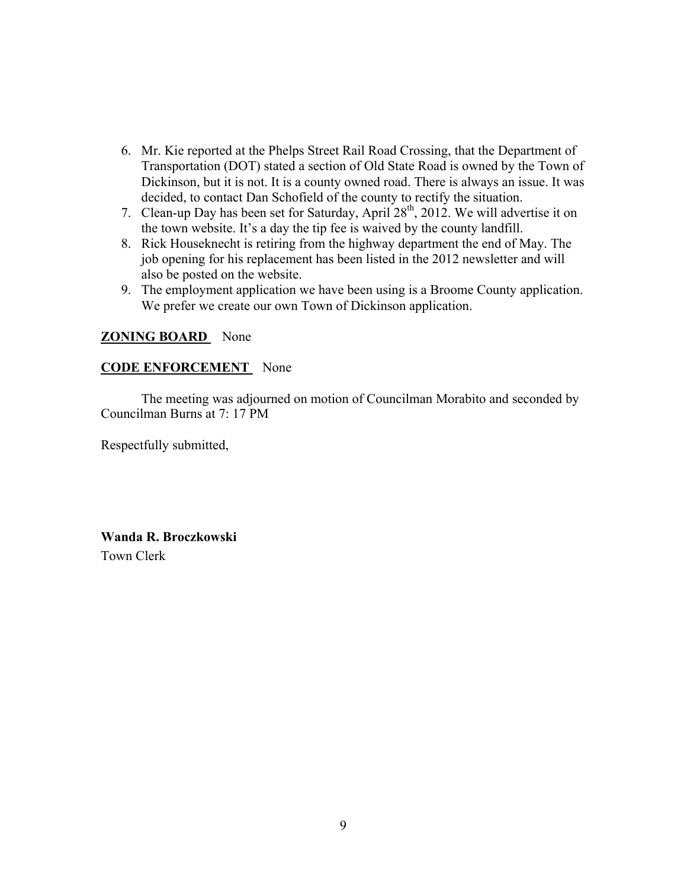6. Mr. Kie reported at the Phelps Street Rail Road Crossing, that the Department of Transportation (DOT) stated a section of Old State Road is owned by the Town of Dickinson, but it is not. It is a county owned road. There is always an issue. It was decided, to contact Dan Schofield of the county to rectify the situation.
7. Clean-up Day has been set for Saturday, April 28th, 2012. We will advertise it on the town website. It's a day the tip fee is waived by the county landfill.
8. Rick Houseknecht is retiring from the highway department the end of May. The job opening for his replacement has been listed in the 2012 newsletter and will also be posted on the website.
9. The employment application we have been using is a Broome County application. We prefer we create our own Town of Dickinson application.

**ZONING BOARD** None

**CODE ENFORCEMENT** None

The meeting was adjourned on motion of Councilman Morabito and seconded by Councilman Burns at 7: 17 PM

Respectfully submitted,

**Wanda R. Broczkowski**
Town Clerk